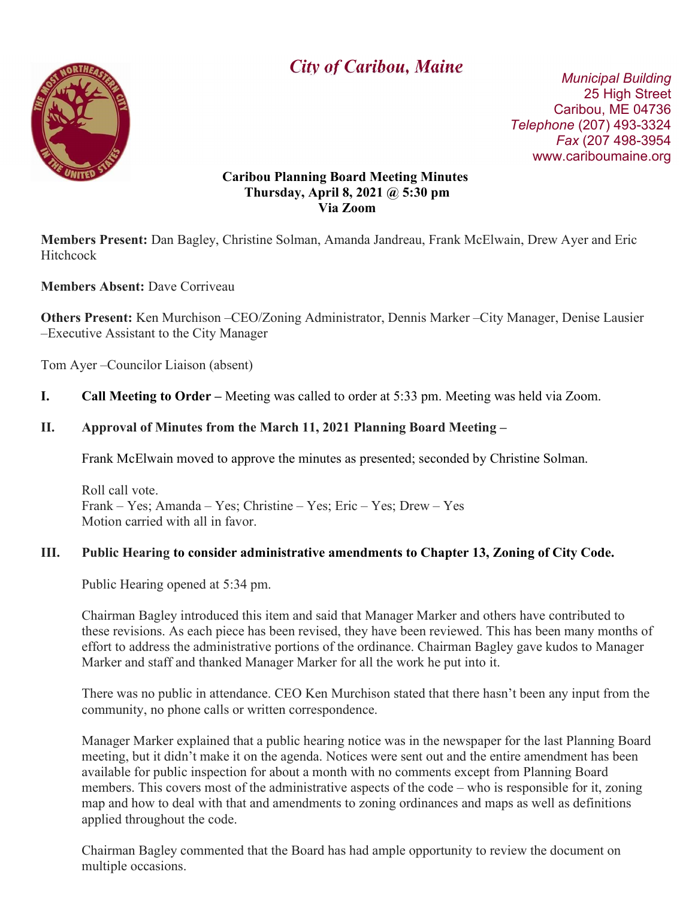# City of Caribou, Maine

*Municipal Building*
25 High Street
Caribou, ME 04736
*Telephone* (207) 493-3324
*Fax* (207 498-3954
www.cariboumaine.org

**Caribou Planning Board Meeting Minutes**
**Thursday, April 8, 2021 @ 5:30 pm**
**Via Zoom**

**Members Present:** Dan Bagley, Christine Solman, Amanda Jandreau, Frank McElwain, Drew Ayer and Eric Hitchcock

**Members Absent:** Dave Corriveau

**Others Present:** Ken Murchison –CEO/Zoning Administrator, Dennis Marker –City Manager, Denise Lausier –Executive Assistant to the City Manager

Tom Ayer –Councilor Liaison (absent)

**I. Call Meeting to Order –** Meeting was called to order at 5:33 pm. Meeting was held via Zoom.

**II. Approval of Minutes from the March 11, 2021 Planning Board Meeting –**

Frank McElwain moved to approve the minutes as presented; seconded by Christine Solman.

Roll call vote.
Frank – Yes; Amanda – Yes; Christine – Yes; Eric – Yes; Drew – Yes
Motion carried with all in favor.

**III. Public Hearing to consider administrative amendments to Chapter 13, Zoning of City Code.**

Public Hearing opened at 5:34 pm.

Chairman Bagley introduced this item and said that Manager Marker and others have contributed to these revisions. As each piece has been revised, they have been reviewed. This has been many months of effort to address the administrative portions of the ordinance. Chairman Bagley gave kudos to Manager Marker and staff and thanked Manager Marker for all the work he put into it.

There was no public in attendance. CEO Ken Murchison stated that there hasn't been any input from the community, no phone calls or written correspondence.

Manager Marker explained that a public hearing notice was in the newspaper for the last Planning Board meeting, but it didn't make it on the agenda. Notices were sent out and the entire amendment has been available for public inspection for about a month with no comments except from Planning Board members. This covers most of the administrative aspects of the code – who is responsible for it, zoning map and how to deal with that and amendments to zoning ordinances and maps as well as definitions applied throughout the code.

Chairman Bagley commented that the Board has had ample opportunity to review the document on multiple occasions.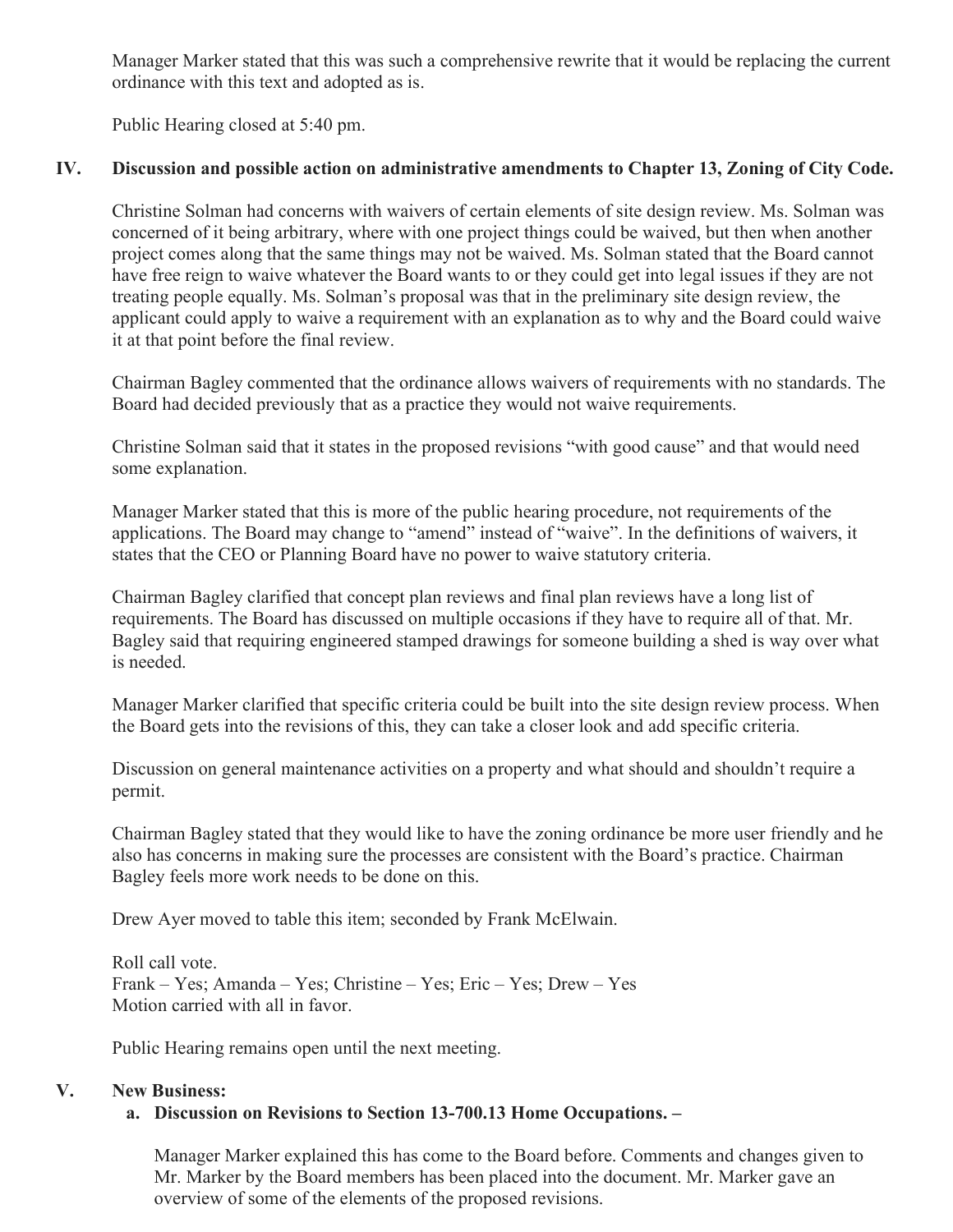Manager Marker stated that this was such a comprehensive rewrite that it would be replacing the current ordinance with this text and adopted as is.

Public Hearing closed at 5:40 pm.

## IV. Discussion and possible action on administrative amendments to Chapter 13, Zoning of City Code.

Christine Solman had concerns with waivers of certain elements of site design review. Ms. Solman was concerned of it being arbitrary, where with one project things could be waived, but then when another project comes along that the same things may not be waived. Ms. Solman stated that the Board cannot have free reign to waive whatever the Board wants to or they could get into legal issues if they are not treating people equally. Ms. Solman's proposal was that in the preliminary site design review, the applicant could apply to waive a requirement with an explanation as to why and the Board could waive it at that point before the final review.

Chairman Bagley commented that the ordinance allows waivers of requirements with no standards. The Board had decided previously that as a practice they would not waive requirements.

Christine Solman said that it states in the proposed revisions "with good cause" and that would need some explanation.

Manager Marker stated that this is more of the public hearing procedure, not requirements of the applications. The Board may change to "amend" instead of "waive". In the definitions of waivers, it states that the CEO or Planning Board have no power to waive statutory criteria.

Chairman Bagley clarified that concept plan reviews and final plan reviews have a long list of requirements. The Board has discussed on multiple occasions if they have to require all of that. Mr. Bagley said that requiring engineered stamped drawings for someone building a shed is way over what is needed.

Manager Marker clarified that specific criteria could be built into the site design review process. When the Board gets into the revisions of this, they can take a closer look and add specific criteria.

Discussion on general maintenance activities on a property and what should and shouldn't require a permit.

Chairman Bagley stated that they would like to have the zoning ordinance be more user friendly and he also has concerns in making sure the processes are consistent with the Board's practice. Chairman Bagley feels more work needs to be done on this.

Drew Ayer moved to table this item; seconded by Frank McElwain.

Roll call vote.
Frank – Yes; Amanda – Yes; Christine – Yes; Eric – Yes; Drew – Yes
Motion carried with all in favor.

Public Hearing remains open until the next meeting.

## V. New Business:

### a. Discussion on Revisions to Section 13-700.13 Home Occupations. –

Manager Marker explained this has come to the Board before. Comments and changes given to Mr. Marker by the Board members has been placed into the document. Mr. Marker gave an overview of some of the elements of the proposed revisions.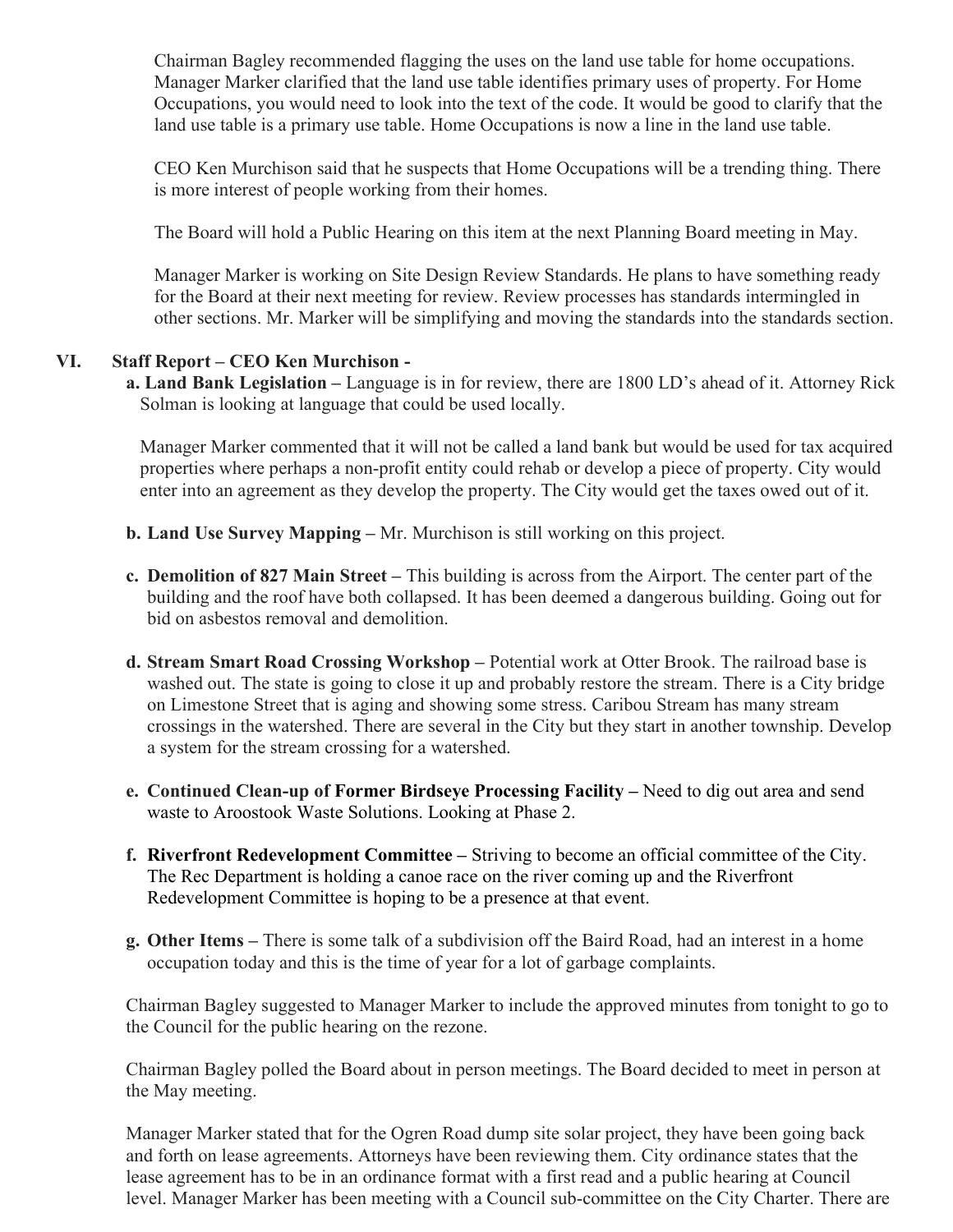Chairman Bagley recommended flagging the uses on the land use table for home occupations. Manager Marker clarified that the land use table identifies primary uses of property. For Home Occupations, you would need to look into the text of the code. It would be good to clarify that the land use table is a primary use table. Home Occupations is now a line in the land use table.

CEO Ken Murchison said that he suspects that Home Occupations will be a trending thing. There is more interest of people working from their homes.

The Board will hold a Public Hearing on this item at the next Planning Board meeting in May.

Manager Marker is working on Site Design Review Standards. He plans to have something ready for the Board at their next meeting for review. Review processes has standards intermingled in other sections. Mr. Marker will be simplifying and moving the standards into the standards section.

## VI. Staff Report – CEO Ken Murchison -

**a. Land Bank Legislation –** Language is in for review, there are 1800 LD's ahead of it. Attorney Rick Solman is looking at language that could be used locally.

Manager Marker commented that it will not be called a land bank but would be used for tax acquired properties where perhaps a non-profit entity could rehab or develop a piece of property. City would enter into an agreement as they develop the property. The City would get the taxes owed out of it.

**b. Land Use Survey Mapping –** Mr. Murchison is still working on this project.

**c. Demolition of 827 Main Street –** This building is across from the Airport. The center part of the building and the roof have both collapsed. It has been deemed a dangerous building. Going out for bid on asbestos removal and demolition.

**d. Stream Smart Road Crossing Workshop –** Potential work at Otter Brook. The railroad base is washed out. The state is going to close it up and probably restore the stream. There is a City bridge on Limestone Street that is aging and showing some stress. Caribou Stream has many stream crossings in the watershed. There are several in the City but they start in another township. Develop a system for the stream crossing for a watershed.

**e. Continued Clean-up of Former Birdseye Processing Facility –** Need to dig out area and send waste to Aroostook Waste Solutions. Looking at Phase 2.

**f. Riverfront Redevelopment Committee –** Striving to become an official committee of the City. The Rec Department is holding a canoe race on the river coming up and the Riverfront Redevelopment Committee is hoping to be a presence at that event.

**g. Other Items –** There is some talk of a subdivision off the Baird Road, had an interest in a home occupation today and this is the time of year for a lot of garbage complaints.

Chairman Bagley suggested to Manager Marker to include the approved minutes from tonight to go to the Council for the public hearing on the rezone.

Chairman Bagley polled the Board about in person meetings. The Board decided to meet in person at the May meeting.

Manager Marker stated that for the Ogren Road dump site solar project, they have been going back and forth on lease agreements. Attorneys have been reviewing them. City ordinance states that the lease agreement has to be in an ordinance format with a first read and a public hearing at Council level. Manager Marker has been meeting with a Council sub-committee on the City Charter. There are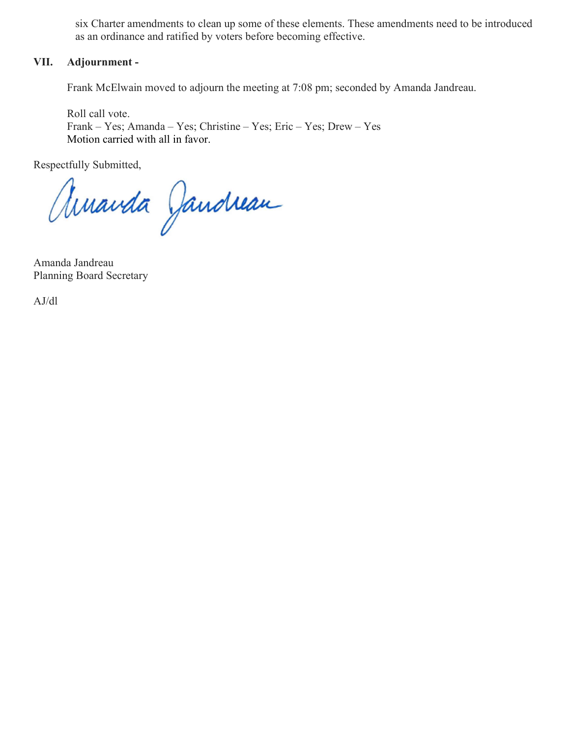six Charter amendments to clean up some of these elements. These amendments need to be introduced as an ordinance and ratified by voters before becoming effective.

## VII. Adjournment -

Frank McElwain moved to adjourn the meeting at 7:08 pm; seconded by Amanda Jandreau.

Roll call vote.
Frank – Yes; Amanda – Yes; Christine – Yes; Eric – Yes; Drew – Yes
Motion carried with all in favor.

Respectfully Submitted,

Amanda Jandreau

Amanda Jandreau
Planning Board Secretary

AJ/dl